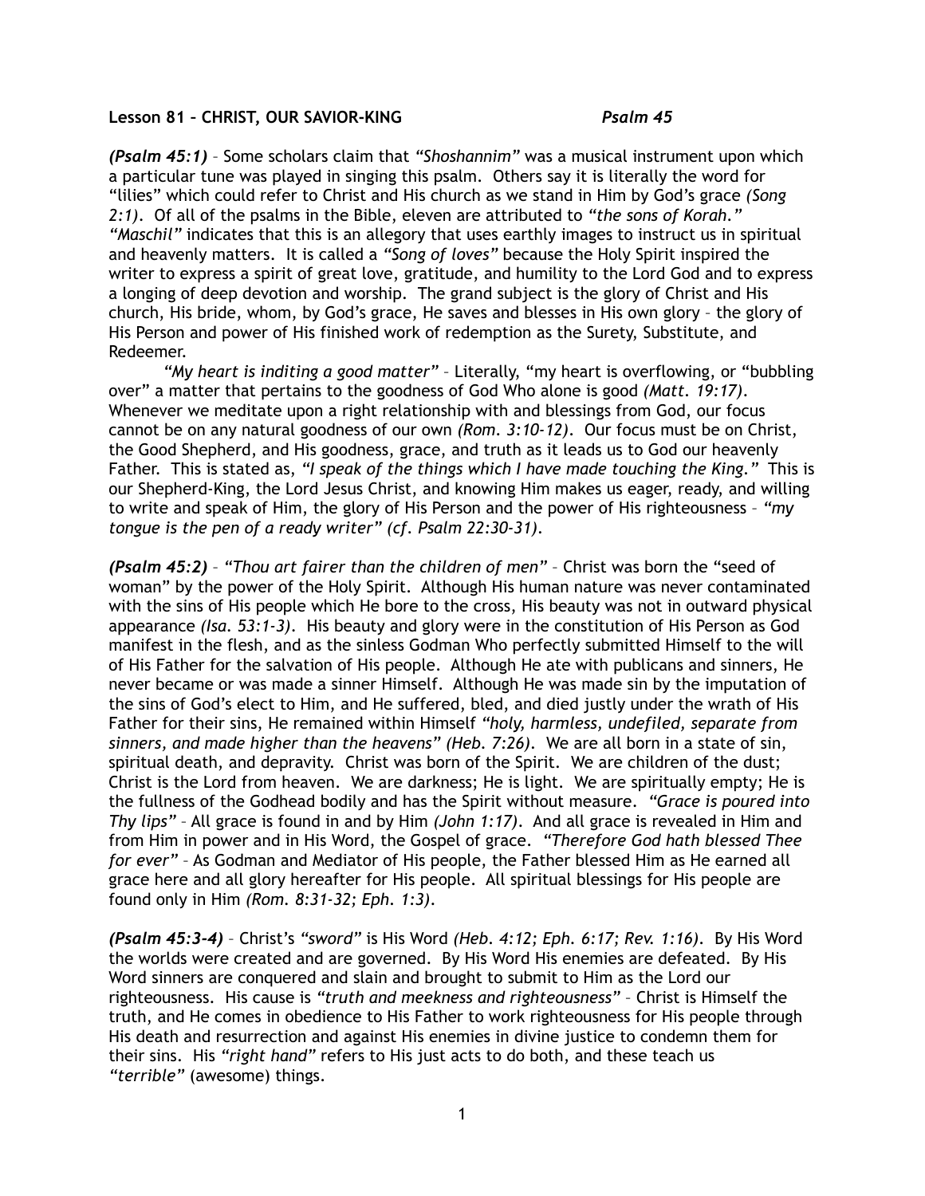**Lesson 81 – CHRIST, OUR SAVIOR-KING** *Psalm 45*

***(Psalm 45:1)*** – Some scholars claim that *"Shoshannim"* was a musical instrument upon which a particular tune was played in singing this psalm. Others say it is literally the word for "lilies" which could refer to Christ and His church as we stand in Him by God's grace *(Song 2:1)*. Of all of the psalms in the Bible, eleven are attributed to *"the sons of Korah." "Maschil"* indicates that this is an allegory that uses earthly images to instruct us in spiritual and heavenly matters. It is called a *"Song of loves"* because the Holy Spirit inspired the writer to express a spirit of great love, gratitude, and humility to the Lord God and to express a longing of deep devotion and worship. The grand subject is the glory of Christ and His church, His bride, whom, by God's grace, He saves and blesses in His own glory – the glory of His Person and power of His finished work of redemption as the Surety, Substitute, and Redeemer.

*"My heart is inditing a good matter"* – Literally, "my heart is overflowing, or "bubbling over" a matter that pertains to the goodness of God Who alone is good *(Matt. 19:17)*. Whenever we meditate upon a right relationship with and blessings from God, our focus cannot be on any natural goodness of our own *(Rom. 3:10-12)*. Our focus must be on Christ, the Good Shepherd, and His goodness, grace, and truth as it leads us to God our heavenly Father. This is stated as, *"I speak of the things which I have made touching the King."* This is our Shepherd-King, the Lord Jesus Christ, and knowing Him makes us eager, ready, and willing to write and speak of Him, the glory of His Person and the power of His righteousness – *"my tongue is the pen of a ready writer" (cf. Psalm 22:30-31)*.

***(Psalm 45:2)*** – *"Thou art fairer than the children of men"* – Christ was born the "seed of woman" by the power of the Holy Spirit. Although His human nature was never contaminated with the sins of His people which He bore to the cross, His beauty was not in outward physical appearance *(Isa. 53:1-3)*. His beauty and glory were in the constitution of His Person as God manifest in the flesh, and as the sinless Godman Who perfectly submitted Himself to the will of His Father for the salvation of His people. Although He ate with publicans and sinners, He never became or was made a sinner Himself. Although He was made sin by the imputation of the sins of God's elect to Him, and He suffered, bled, and died justly under the wrath of His Father for their sins, He remained within Himself *"holy, harmless, undefiled, separate from sinners, and made higher than the heavens" (Heb. 7:26)*. We are all born in a state of sin, spiritual death, and depravity. Christ was born of the Spirit. We are children of the dust; Christ is the Lord from heaven. We are darkness; He is light. We are spiritually empty; He is the fullness of the Godhead bodily and has the Spirit without measure. *"Grace is poured into Thy lips"* – All grace is found in and by Him *(John 1:17)*. And all grace is revealed in Him and from Him in power and in His Word, the Gospel of grace. *"Therefore God hath blessed Thee for ever"* – As Godman and Mediator of His people, the Father blessed Him as He earned all grace here and all glory hereafter for His people. All spiritual blessings for His people are found only in Him *(Rom. 8:31-32; Eph. 1:3)*.

***(Psalm 45:3-4)*** – Christ's *"sword"* is His Word *(Heb. 4:12; Eph. 6:17; Rev. 1:16)*. By His Word the worlds were created and are governed. By His Word His enemies are defeated. By His Word sinners are conquered and slain and brought to submit to Him as the Lord our righteousness. His cause is *"truth and meekness and righteousness"* – Christ is Himself the truth, and He comes in obedience to His Father to work righteousness for His people through His death and resurrection and against His enemies in divine justice to condemn them for their sins. His *"right hand"* refers to His just acts to do both, and these teach us *"terrible"* (awesome) things.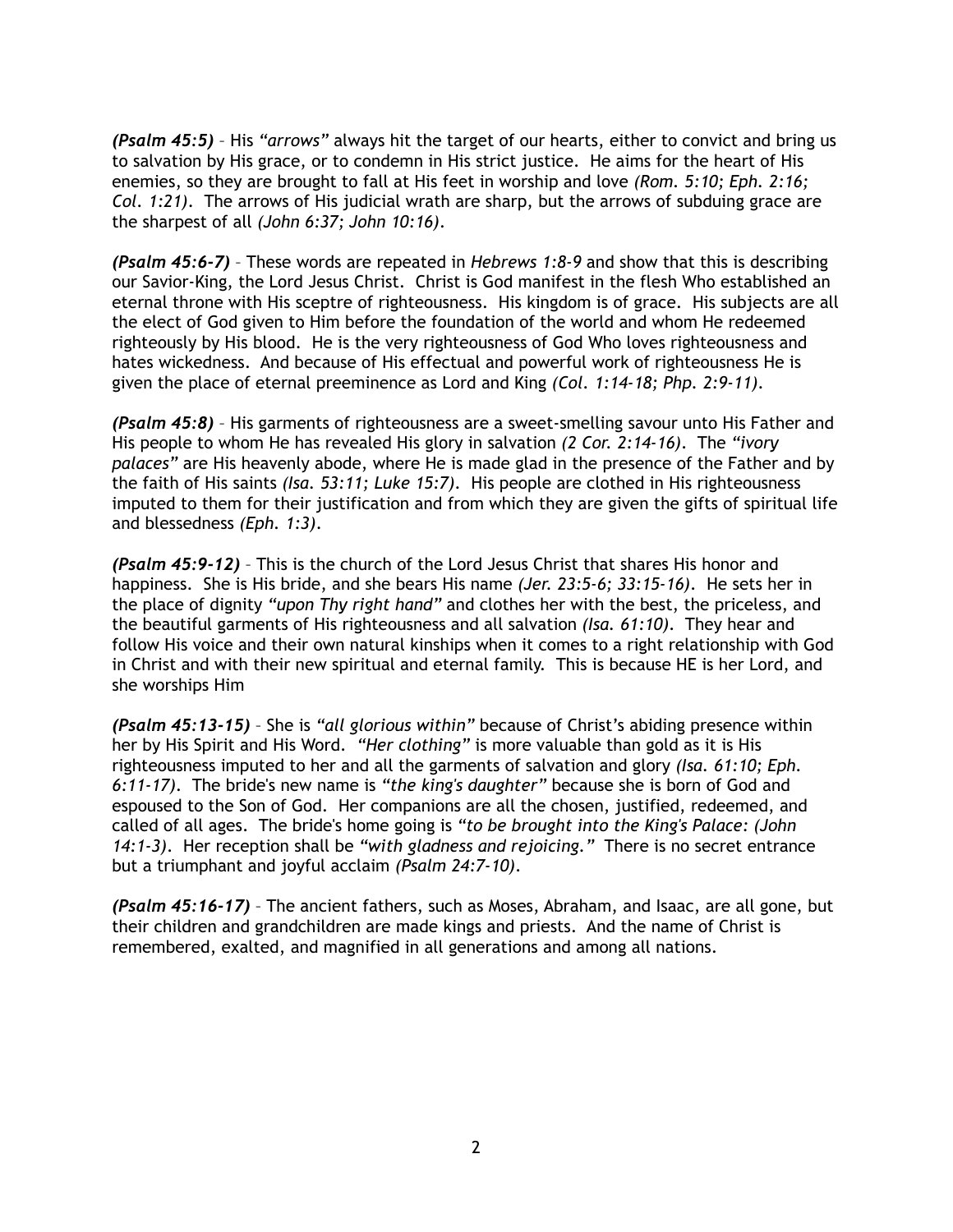***(Psalm 45:5)*** – His *"arrows"* always hit the target of our hearts, either to convict and bring us to salvation by His grace, or to condemn in His strict justice. He aims for the heart of His enemies, so they are brought to fall at His feet in worship and love *(Rom. 5:10; Eph. 2:16; Col. 1:21)*. The arrows of His judicial wrath are sharp, but the arrows of subduing grace are the sharpest of all *(John 6:37; John 10:16)*.

***(Psalm 45:6-7)*** – These words are repeated in *Hebrews 1:8-9* and show that this is describing our Savior-King, the Lord Jesus Christ. Christ is God manifest in the flesh Who established an eternal throne with His sceptre of righteousness. His kingdom is of grace. His subjects are all the elect of God given to Him before the foundation of the world and whom He redeemed righteously by His blood. He is the very righteousness of God Who loves righteousness and hates wickedness. And because of His effectual and powerful work of righteousness He is given the place of eternal preeminence as Lord and King *(Col. 1:14-18; Php. 2:9-11)*.

***(Psalm 45:8)*** – His garments of righteousness are a sweet-smelling savour unto His Father and His people to whom He has revealed His glory in salvation *(2 Cor. 2:14-16)*. The *"ivory palaces"* are His heavenly abode, where He is made glad in the presence of the Father and by the faith of His saints *(Isa. 53:11; Luke 15:7)*. His people are clothed in His righteousness imputed to them for their justification and from which they are given the gifts of spiritual life and blessedness *(Eph. 1:3)*.

***(Psalm 45:9-12)*** – This is the church of the Lord Jesus Christ that shares His honor and happiness. She is His bride, and she bears His name *(Jer. 23:5-6; 33:15-16)*. He sets her in the place of dignity *"upon Thy right hand"* and clothes her with the best, the priceless, and the beautiful garments of His righteousness and all salvation *(Isa. 61:10)*. They hear and follow His voice and their own natural kinships when it comes to a right relationship with God in Christ and with their new spiritual and eternal family. This is because HE is her Lord, and she worships Him

***(Psalm 45:13-15)*** – She is *"all glorious within"* because of Christ's abiding presence within her by His Spirit and His Word. *"Her clothing"* is more valuable than gold as it is His righteousness imputed to her and all the garments of salvation and glory *(Isa. 61:10; Eph. 6:11-17)*. The bride's new name is *"the king's daughter"* because she is born of God and espoused to the Son of God. Her companions are all the chosen, justified, redeemed, and called of all ages. The bride's home going is *"to be brought into the King's Palace: (John 14:1-3)*. Her reception shall be *"with gladness and rejoicing."* There is no secret entrance but a triumphant and joyful acclaim *(Psalm 24:7-10)*.

***(Psalm 45:16-17)*** – The ancient fathers, such as Moses, Abraham, and Isaac, are all gone, but their children and grandchildren are made kings and priests. And the name of Christ is remembered, exalted, and magnified in all generations and among all nations.